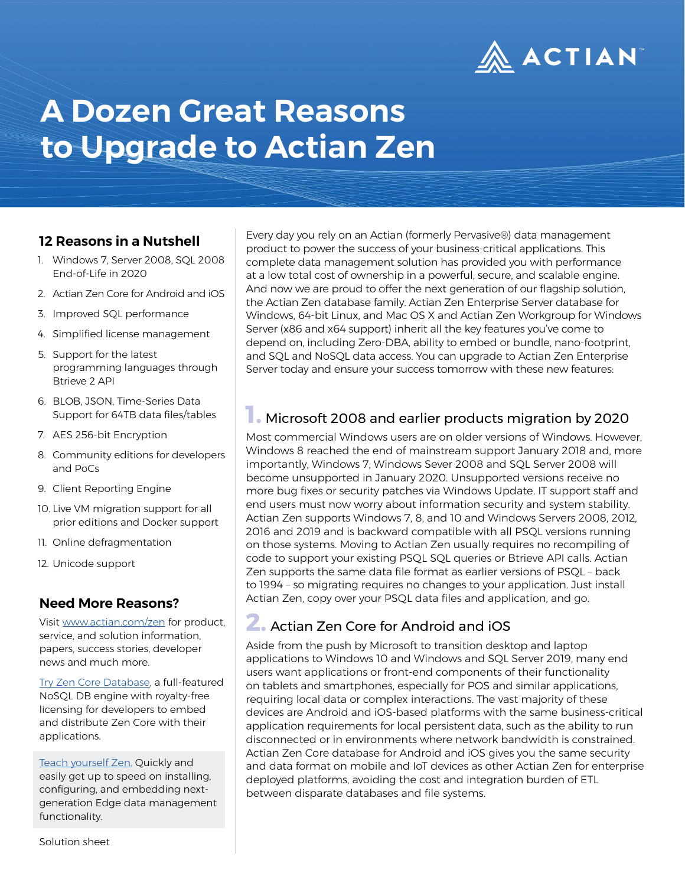# A Dozen Great Reasons to Upgrade to Actian Zen

## 12 Reasons in a Nutshell

1. Windows 7, Server 2008, SQL 2008 End-of-Life in 2020
2. Actian Zen Core for Android and iOS
3. Improved SQL performance
4. Simplified license management
5. Support for the latest programming languages through Btrieve 2 API
6. BLOB, JSON, Time-Series Data Support for 64TB data files/tables
7. AES 256-bit Encryption
8. Community editions for developers and PoCs
9. Client Reporting Engine
10. Live VM migration support for all prior editions and Docker support
11. Online defragmentation
12. Unicode support

## Need More Reasons?

Visit www.actian.com/zen for product, service, and solution information, papers, success stories, developer news and much more.

Try Zen Core Database, a full-featured NoSQL DB engine with royalty-free licensing for developers to embed and distribute Zen Core with their applications.

Teach yourself Zen. Quickly and easily get up to speed on installing, configuring, and embedding next-generation Edge data management functionality.

Solution sheet

Every day you rely on an Actian (formerly Pervasive®) data management product to power the success of your business-critical applications. This complete data management solution has provided you with performance at a low total cost of ownership in a powerful, secure, and scalable engine. And now we are proud to offer the next generation of our flagship solution, the Actian Zen database family. Actian Zen Enterprise Server database for Windows, 64-bit Linux, and Mac OS X and Actian Zen Workgroup for Windows Server (x86 and x64 support) inherit all the key features you've come to depend on, including Zero-DBA, ability to embed or bundle, nano-footprint, and SQL and NoSQL data access. You can upgrade to Actian Zen Enterprise Server today and ensure your success tomorrow with these new features:

## 1. Microsoft 2008 and earlier products migration by 2020

Most commercial Windows users are on older versions of Windows. However, Windows 8 reached the end of mainstream support January 2018 and, more importantly, Windows 7, Windows Sever 2008 and SQL Server 2008 will become unsupported in January 2020. Unsupported versions receive no more bug fixes or security patches via Windows Update. IT support staff and end users must now worry about information security and system stability. Actian Zen supports Windows 7, 8, and 10 and Windows Servers 2008, 2012, 2016 and 2019 and is backward compatible with all PSQL versions running on those systems. Moving to Actian Zen usually requires no recompiling of code to support your existing PSQL SQL queries or Btrieve API calls. Actian Zen supports the same data file format as earlier versions of PSQL – back to 1994 – so migrating requires no changes to your application. Just install Actian Zen, copy over your PSQL data files and application, and go.

## 2. Actian Zen Core for Android and iOS

Aside from the push by Microsoft to transition desktop and laptop applications to Windows 10 and Windows and SQL Server 2019, many end users want applications or front-end components of their functionality on tablets and smartphones, especially for POS and similar applications, requiring local data or complex interactions. The vast majority of these devices are Android and iOS-based platforms with the same business-critical application requirements for local persistent data, such as the ability to run disconnected or in environments where network bandwidth is constrained. Actian Zen Core database for Android and iOS gives you the same security and data format on mobile and IoT devices as other Actian Zen for enterprise deployed platforms, avoiding the cost and integration burden of ETL between disparate databases and file systems.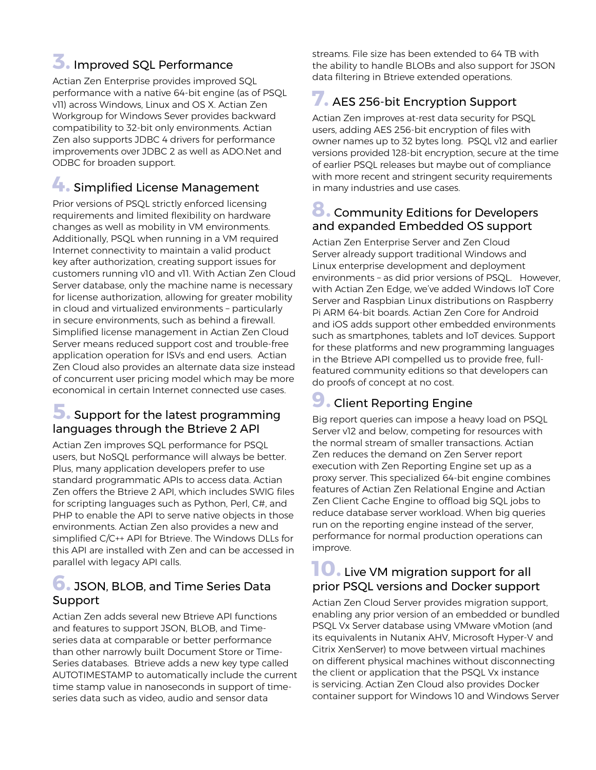## 3. Improved SQL Performance

Actian Zen Enterprise provides improved SQL performance with a native 64-bit engine (as of PSQL v11) across Windows, Linux and OS X. Actian Zen Workgroup for Windows Sever provides backward compatibility to 32-bit only environments. Actian Zen also supports JDBC 4 drivers for performance improvements over JDBC 2 as well as ADO.Net and ODBC for broaden support.

## 4. Simplified License Management

Prior versions of PSQL strictly enforced licensing requirements and limited flexibility on hardware changes as well as mobility in VM environments. Additionally, PSQL when running in a VM required Internet connectivity to maintain a valid product key after authorization, creating support issues for customers running v10 and v11. With Actian Zen Cloud Server database, only the machine name is necessary for license authorization, allowing for greater mobility in cloud and virtualized environments – particularly in secure environments, such as behind a firewall. Simplified license management in Actian Zen Cloud Server means reduced support cost and trouble-free application operation for ISVs and end users. Actian Zen Cloud also provides an alternate data size instead of concurrent user pricing model which may be more economical in certain Internet connected use cases.

## 5. Support for the latest programming languages through the Btrieve 2 API

Actian Zen improves SQL performance for PSQL users, but NoSQL performance will always be better. Plus, many application developers prefer to use standard programmatic APIs to access data. Actian Zen offers the Btrieve 2 API, which includes SWIG files for scripting languages such as Python, Perl, C#, and PHP to enable the API to serve native objects in those environments. Actian Zen also provides a new and simplified C/C++ API for Btrieve. The Windows DLLs for this API are installed with Zen and can be accessed in parallel with legacy API calls.

## 6. JSON, BLOB, and Time Series Data Support

Actian Zen adds several new Btrieve API functions and features to support JSON, BLOB, and Time-series data at comparable or better performance than other narrowly built Document Store or Time-Series databases. Btrieve adds a new key type called AUTOTIMESTAMP to automatically include the current time stamp value in nanoseconds in support of time-series data such as video, audio and sensor data streams. File size has been extended to 64 TB with the ability to handle BLOBs and also support for JSON data filtering in Btrieve extended operations.

## 7. AES 256-bit Encryption Support

Actian Zen improves at-rest data security for PSQL users, adding AES 256-bit encryption of files with owner names up to 32 bytes long. PSQL v12 and earlier versions provided 128-bit encryption, secure at the time of earlier PSQL releases but maybe out of compliance with more recent and stringent security requirements in many industries and use cases.

## 8. Community Editions for Developers and expanded Embedded OS support

Actian Zen Enterprise Server and Zen Cloud Server already support traditional Windows and Linux enterprise development and deployment environments – as did prior versions of PSQL. However, with Actian Zen Edge, we've added Windows IoT Core Server and Raspbian Linux distributions on Raspberry Pi ARM 64-bit boards. Actian Zen Core for Android and iOS adds support other embedded environments such as smartphones, tablets and IoT devices. Support for these platforms and new programming languages in the Btrieve API compelled us to provide free, full-featured community editions so that developers can do proofs of concept at no cost.

## 9. Client Reporting Engine

Big report queries can impose a heavy load on PSQL Server v12 and below, competing for resources with the normal stream of smaller transactions. Actian Zen reduces the demand on Zen Server report execution with Zen Reporting Engine set up as a proxy server. This specialized 64-bit engine combines features of Actian Zen Relational Engine and Actian Zen Client Cache Engine to offload big SQL jobs to reduce database server workload. When big queries run on the reporting engine instead of the server, performance for normal production operations can improve.

## 10. Live VM migration support for all prior PSQL versions and Docker support

Actian Zen Cloud Server provides migration support, enabling any prior version of an embedded or bundled PSQL Vx Server database using VMware vMotion (and its equivalents in Nutanix AHV, Microsoft Hyper-V and Citrix XenServer) to move between virtual machines on different physical machines without disconnecting the client or application that the PSQL Vx instance is servicing. Actian Zen Cloud also provides Docker container support for Windows 10 and Windows Server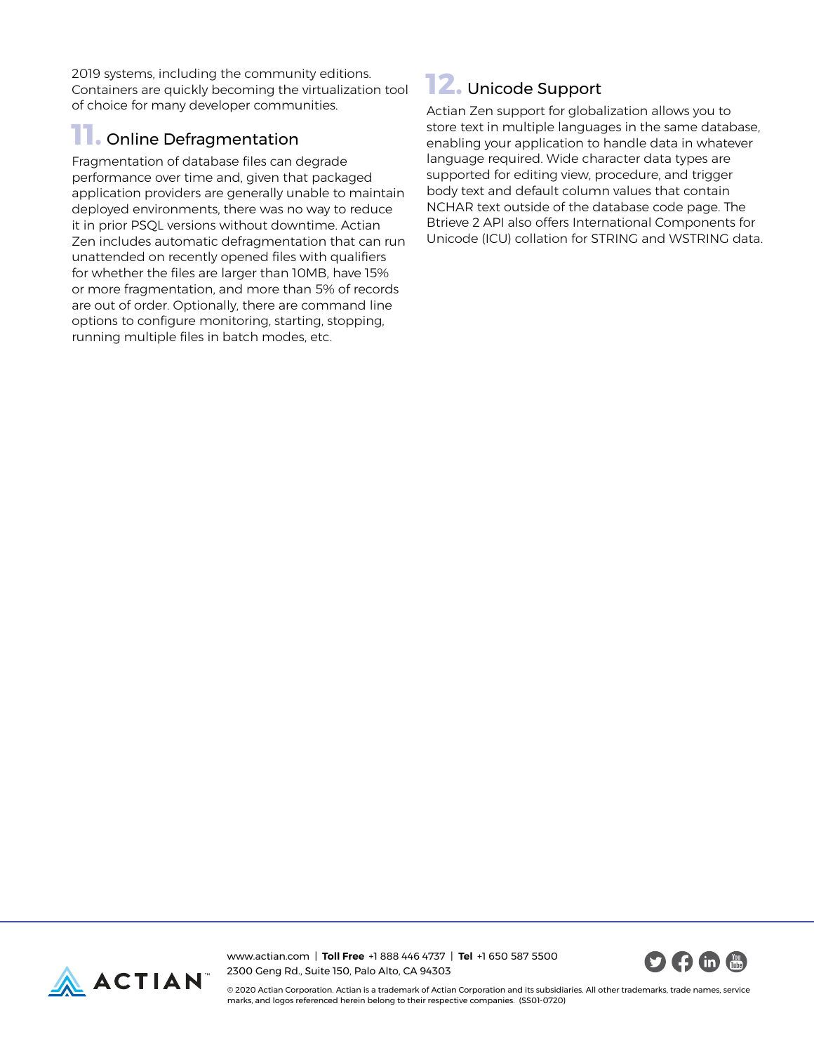2019 systems, including the community editions. Containers are quickly becoming the virtualization tool of choice for many developer communities.

## 11. Online Defragmentation

Fragmentation of database files can degrade performance over time and, given that packaged application providers are generally unable to maintain deployed environments, there was no way to reduce it in prior PSQL versions without downtime. Actian Zen includes automatic defragmentation that can run unattended on recently opened files with qualifiers for whether the files are larger than 10MB, have 15% or more fragmentation, and more than 5% of records are out of order. Optionally, there are command line options to configure monitoring, starting, stopping, running multiple files in batch modes, etc.

## 12. Unicode Support

Actian Zen support for globalization allows you to store text in multiple languages in the same database, enabling your application to handle data in whatever language required. Wide character data types are supported for editing view, procedure, and trigger body text and default column values that contain NCHAR text outside of the database code page. The Btrieve 2 API also offers International Components for Unicode (ICU) collation for STRING and WSTRING data.

www.actian.com | **Toll Free** +1 888 446 4737 | **Tel** +1 650 587 5500
2300 Geng Rd., Suite 150, Palo Alto, CA 94303

© 2020 Actian Corporation. Actian is a trademark of Actian Corporation and its subsidiaries. All other trademarks, trade names, service marks, and logos referenced herein belong to their respective companies. (SS01-0720)